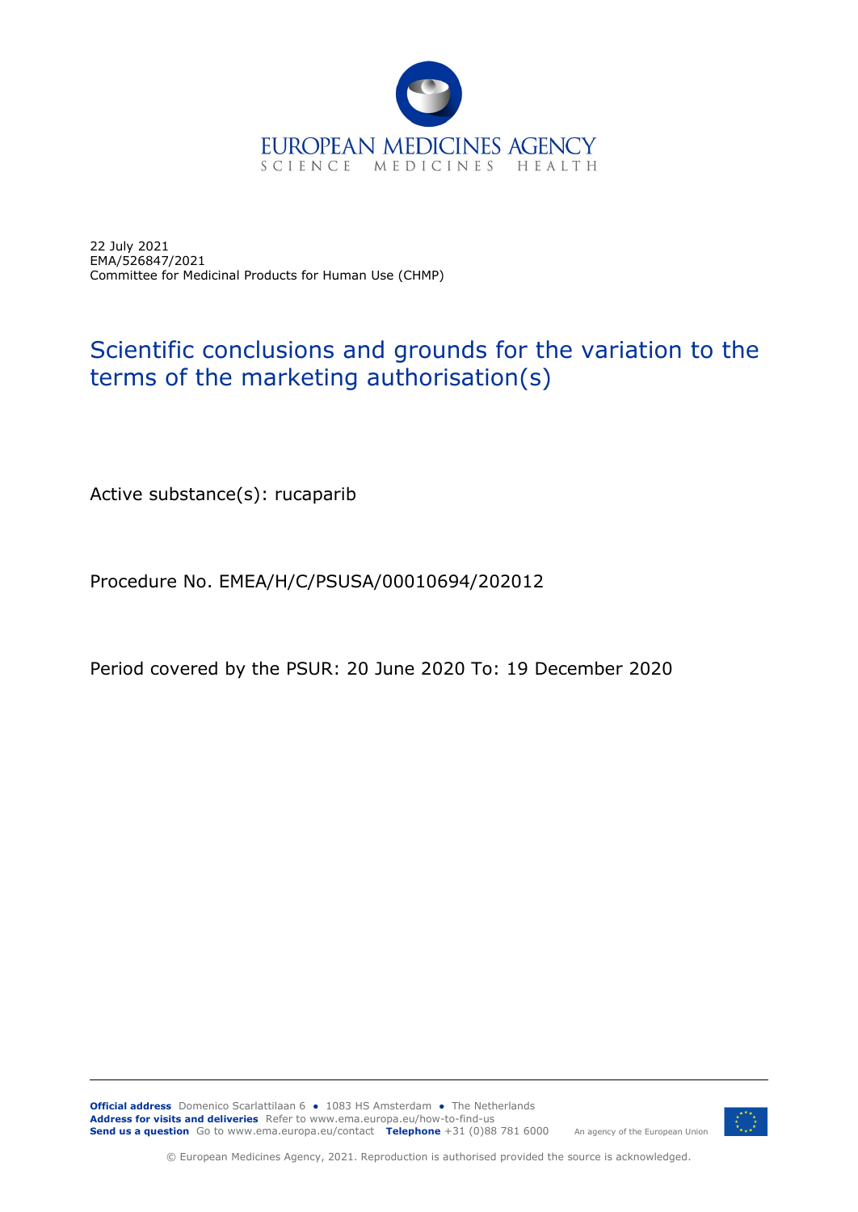EUROPEAN MEDICINES AGENCY
SCIENCE MEDICINES HEALTH

22 July 2021
EMA/526847/2021
Committee for Medicinal Products for Human Use (CHMP)

# Scientific conclusions and grounds for the variation to the terms of the marketing authorisation(s)

Active substance(s): rucaparib

Procedure No. EMEA/H/C/PSUSA/00010694/202012

Period covered by the PSUR: 20 June 2020 To: 19 December 2020

**Official address** Domenico Scarlattilaan 6 ● 1083 HS Amsterdam ● The Netherlands
**Address for visits and deliveries** Refer to www.ema.europa.eu/how-to-find-us
**Send us a question** Go to www.ema.europa.eu/contact **Telephone** +31 (0)88 781 6000

An agency of the European Union

© European Medicines Agency, 2021. Reproduction is authorised provided the source is acknowledged.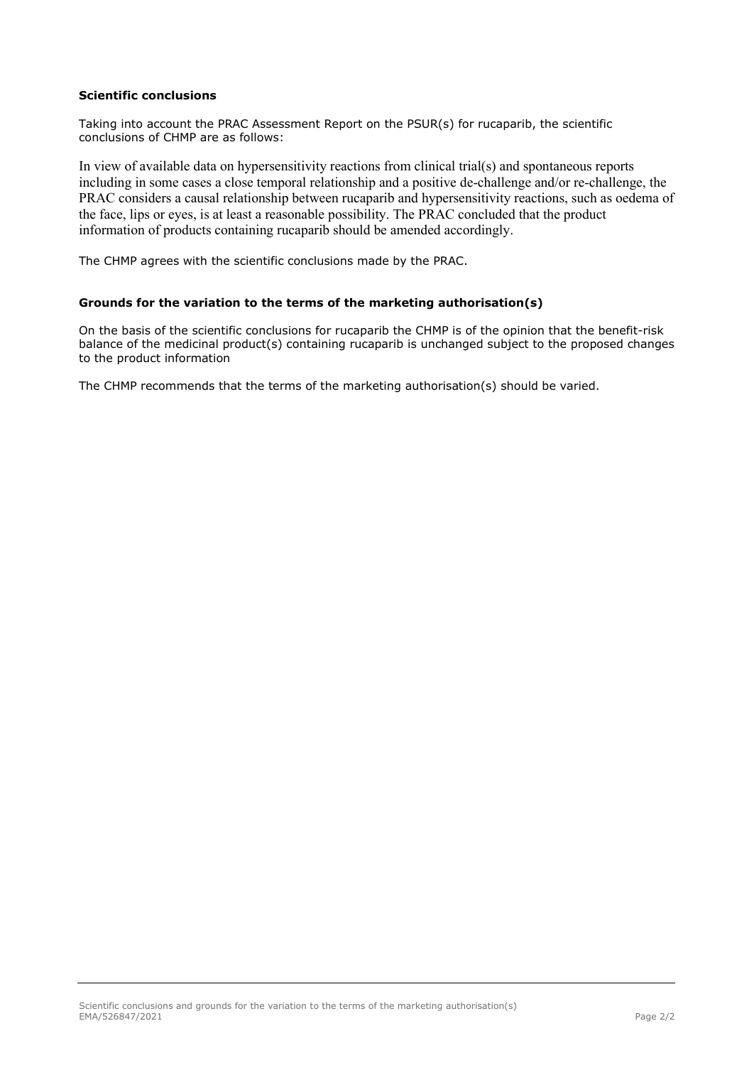**Scientific conclusions**

Taking into account the PRAC Assessment Report on the PSUR(s) for rucaparib, the scientific conclusions of CHMP are as follows:

In view of available data on hypersensitivity reactions from clinical trial(s) and spontaneous reports including in some cases a close temporal relationship and a positive de-challenge and/or re-challenge, the PRAC considers a causal relationship between rucaparib and hypersensitivity reactions, such as oedema of the face, lips or eyes, is at least a reasonable possibility. The PRAC concluded that the product information of products containing rucaparib should be amended accordingly.

The CHMP agrees with the scientific conclusions made by the PRAC.

**Grounds for the variation to the terms of the marketing authorisation(s)**

On the basis of the scientific conclusions for rucaparib the CHMP is of the opinion that the benefit-risk balance of the medicinal product(s) containing rucaparib is unchanged subject to the proposed changes to the product information

The CHMP recommends that the terms of the marketing authorisation(s) should be varied.